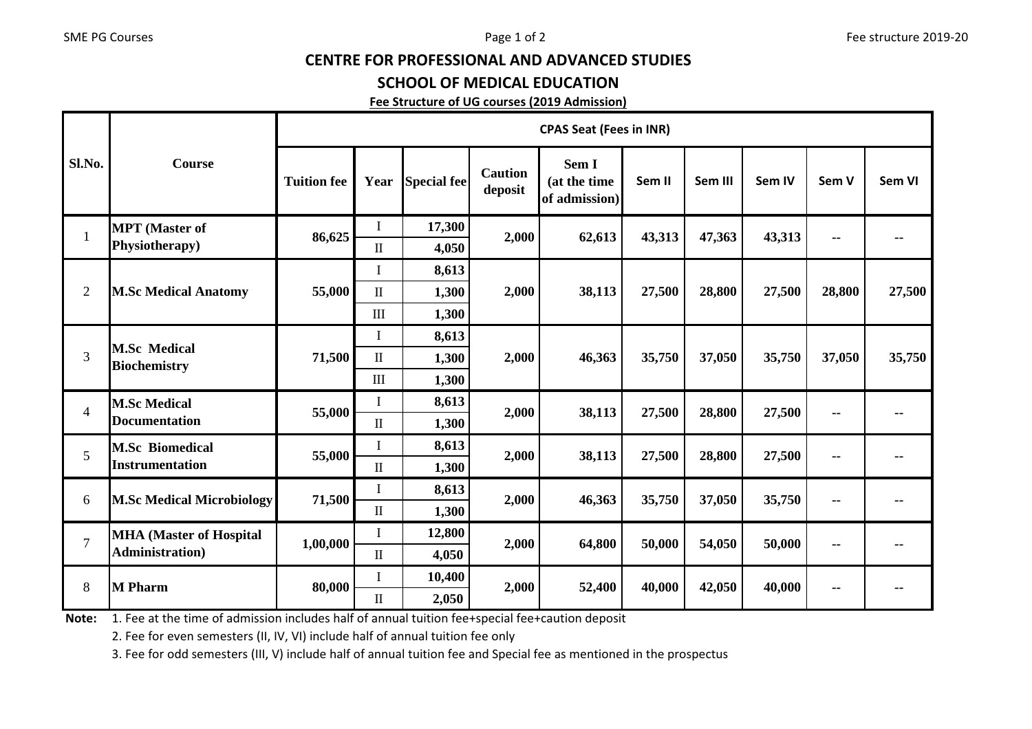# CENTRE FOR PROFESSIONAL AND ADVANCED STUDIES

## SCHOOL OF MEDICAL EDUCATION

**Fee Structure of UG courses (2019 Admission)**

| Sl.No. | Course | CPAS Seat (Fees in INR) | | | | | | | | | |
|---|---|---|---|---|---|---|---|---|---|---|---|
| | | Tuition fee | Year | Special fee | Caution deposit | Sem I (at the time of admission) | Sem II | Sem III | Sem IV | Sem V | Sem VI |
| 1 | **MPT (Master of Physiotherapy)** | 86,625 | I | 17,300 | 2,000 | 62,613 | 43,313 | 47,363 | 43,313 | -- | -- |
| | | | II | 4,050 | | | | | | | |
| 2 | **M.Sc Medical Anatomy** | 55,000 | I | 8,613 | 2,000 | 38,113 | 27,500 | 28,800 | 27,500 | 28,800 | 27,500 |
| | | | II | 1,300 | | | | | | | |
| | | | III | 1,300 | | | | | | | |
| 3 | **M.Sc Medical Biochemistry** | 71,500 | I | 8,613 | 2,000 | 46,363 | 35,750 | 37,050 | 35,750 | 37,050 | 35,750 |
| | | | II | 1,300 | | | | | | | |
| | | | III | 1,300 | | | | | | | |
| 4 | **M.Sc Medical Documentation** | 55,000 | I | 8,613 | 2,000 | 38,113 | 27,500 | 28,800 | 27,500 | -- | -- |
| | | | II | 1,300 | | | | | | | |
| 5 | **M.Sc Biomedical Instrumentation** | 55,000 | I | 8,613 | 2,000 | 38,113 | 27,500 | 28,800 | 27,500 | -- | -- |
| | | | II | 1,300 | | | | | | | |
| 6 | **M.Sc Medical Microbiology** | 71,500 | I | 8,613 | 2,000 | 46,363 | 35,750 | 37,050 | 35,750 | -- | -- |
| | | | II | 1,300 | | | | | | | |
| 7 | **MHA (Master of Hospital Administration)** | 1,00,000 | I | 12,800 | 2,000 | 64,800 | 50,000 | 54,050 | 50,000 | -- | -- |
| | | | II | 4,050 | | | | | | | |
| 8 | **M Pharm** | 80,000 | I | 10,400 | 2,000 | 52,400 | 40,000 | 42,050 | 40,000 | -- | -- |
| | | | II | 2,050 | | | | | | | |

**Note:**
1. Fee at the time of admission includes half of annual tuition fee+special fee+caution deposit
2. Fee for even semesters (II, IV, VI) include half of annual tuition fee only
3. Fee for odd semesters (III, V) include half of annual tuition fee and Special fee as mentioned in the prospectus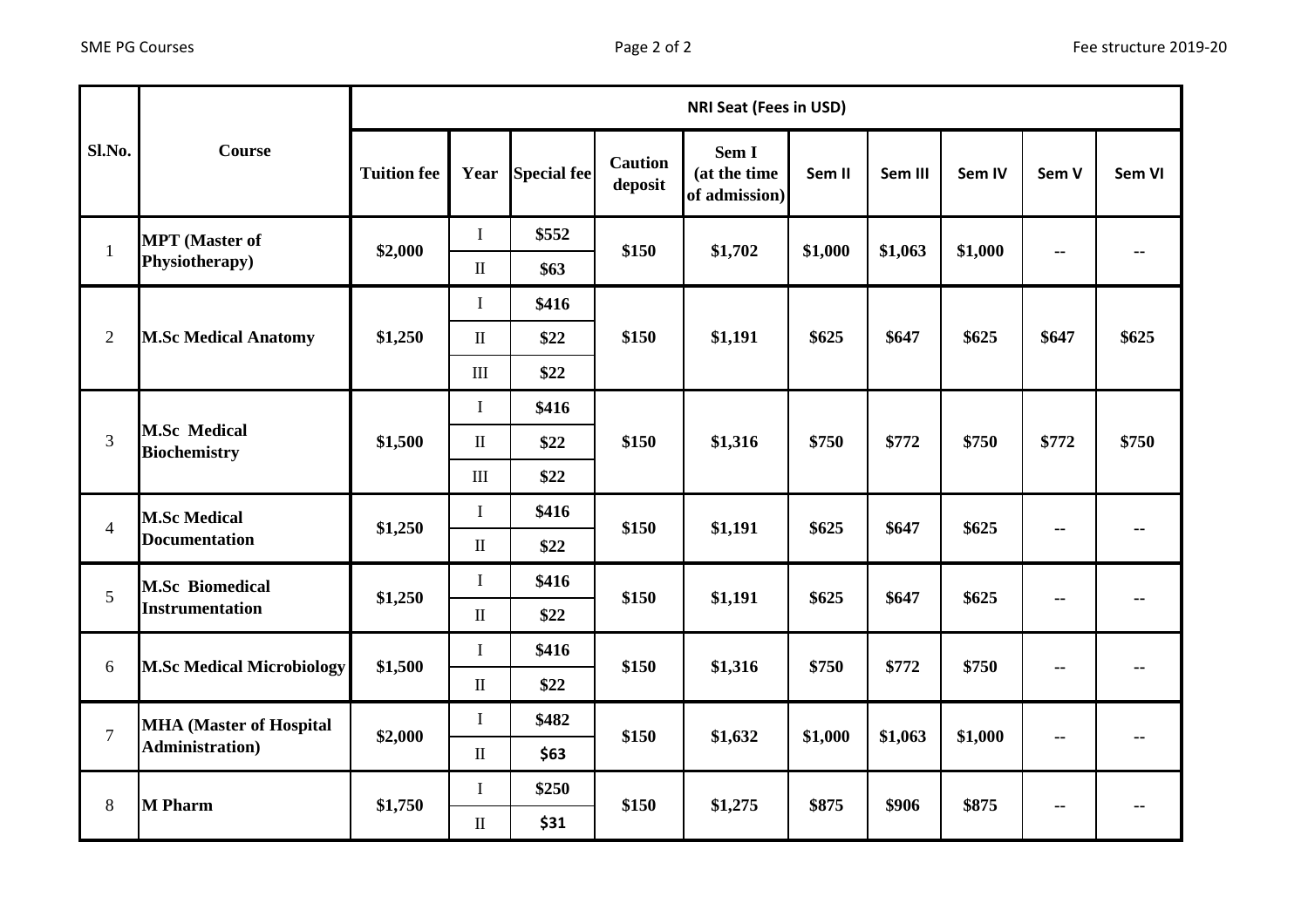| Sl.No. | Course | NRI Seat (Fees in USD) | | | | | | | | | |
|---|---|---|---|---|---|---|---|---|---|---|---|
| | | Tuition fee | Year | Special fee | Caution deposit | Sem I (at the time of admission) | Sem II | Sem III | Sem IV | Sem V | Sem VI |
| 1 | **MPT (Master of Physiotherapy)** | **$2,000** | I | **$552** | **$150** | **$1,702** | **$1,000** | **$1,063** | **$1,000** | -- | -- |
| | | | II | **$63** | | | | | | | |
| 2 | **M.Sc Medical Anatomy** | **$1,250** | I | **$416** | **$150** | **$1,191** | **$625** | **$647** | **$625** | **$647** | **$625** |
| | | | II | **$22** | | | | | | | |
| | | | III | **$22** | | | | | | | |
| 3 | **M.Sc Medical Biochemistry** | **$1,500** | I | **$416** | **$150** | **$1,316** | **$750** | **$772** | **$750** | **$772** | **$750** |
| | | | II | **$22** | | | | | | | |
| | | | III | **$22** | | | | | | | |
| 4 | **M.Sc Medical Documentation** | **$1,250** | I | **$416** | **$150** | **$1,191** | **$625** | **$647** | **$625** | -- | -- |
| | | | II | **$22** | | | | | | | |
| 5 | **M.Sc Biomedical Instrumentation** | **$1,250** | I | **$416** | **$150** | **$1,191** | **$625** | **$647** | **$625** | -- | -- |
| | | | II | **$22** | | | | | | | |
| 6 | **M.Sc Medical Microbiology** | **$1,500** | I | **$416** | **$150** | **$1,316** | **$750** | **$772** | **$750** | -- | -- |
| | | | II | **$22** | | | | | | | |
| 7 | **MHA (Master of Hospital Administration)** | **$2,000** | I | **$482** | **$150** | **$1,632** | **$1,000** | **$1,063** | **$1,000** | -- | -- |
| | | | II | **$63** | | | | | | | |
| 8 | **M Pharm** | **$1,750** | I | **$250** | **$150** | **$1,275** | **$875** | **$906** | **$875** | -- | -- |
| | | | II | **$31** | | | | | | | |